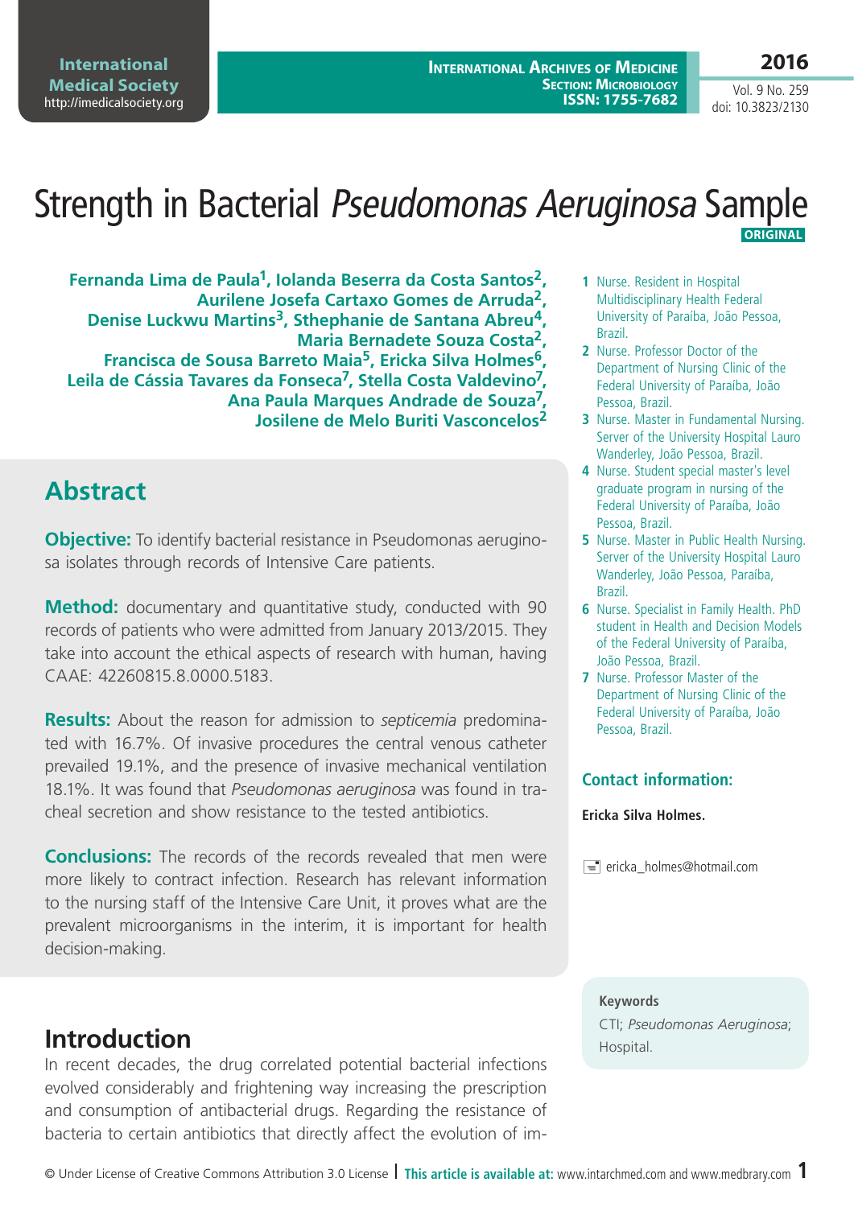# Strength in Bacterial *Pseudomonas Aeruginosa* Sample

ORIGINAL

**Fernanda Lima de Paula[1], Iolanda Beserra da Costa Santos[2], Aurilene Josefa Cartaxo Gomes de Arruda[2], Denise Luckwu Martins[3], Sthephanie de Santana Abreu[4], Maria Bernadete Souza Costa[2], Francisca de Sousa Barreto Maia[5], Ericka Silva Holmes[6], Leila de Cássia Tavares da Fonseca[7], Stella Costa Valdevino[7], Ana Paula Marques Andrade de Souza[7], Josilene de Melo Buriti Vasconcelos[2]**

1 Nurse. Resident in Hospital Multidisciplinary Health Federal University of Paraíba, João Pessoa, Brazil.

2 Nurse. Professor Doctor of the Department of Nursing Clinic of the Federal University of Paraíba, João Pessoa, Brazil.

3 Nurse. Master in Fundamental Nursing. Server of the University Hospital Lauro Wanderley, João Pessoa, Brazil.

4 Nurse. Student special master's level graduate program in nursing of the Federal University of Paraíba, João Pessoa, Brazil.

5 Nurse. Master in Public Health Nursing. Server of the University Hospital Lauro Wanderley, João Pessoa, Paraíba, Brazil.

6 Nurse. Specialist in Family Health. PhD student in Health and Decision Models of the Federal University of Paraíba, João Pessoa, Brazil.

7 Nurse. Professor Master of the Department of Nursing Clinic of the Federal University of Paraíba, João Pessoa, Brazil.

### Contact information:

**Ericka Silva Holmes.**

ericka_holmes@hotmail.com

## Abstract

**Objective:** To identify bacterial resistance in Pseudomonas aeruginosa isolates through records of Intensive Care patients.

**Method:** documentary and quantitative study, conducted with 90 records of patients who were admitted from January 2013/2015. They take into account the ethical aspects of research with human, having CAAE: 42260815.8.0000.5183.

**Results:** About the reason for admission to *septicemia* predominated with 16.7%. Of invasive procedures the central venous catheter prevailed 19.1%, and the presence of invasive mechanical ventilation 18.1%. It was found that *Pseudomonas aeruginosa* was found in tracheal secretion and show resistance to the tested antibiotics.

**Conclusions:** The records of the records revealed that men were more likely to contract infection. Research has relevant information to the nursing staff of the Intensive Care Unit, it proves what are the prevalent microorganisms in the interim, it is important for health decision-making.

**Keywords**

CTI; *Pseudomonas Aeruginosa*; Hospital.

## Introduction

In recent decades, the drug correlated potential bacterial infections evolved considerably and frightening way increasing the prescription and consumption of antibacterial drugs. Regarding the resistance of bacteria to certain antibiotics that directly affect the evolution of im-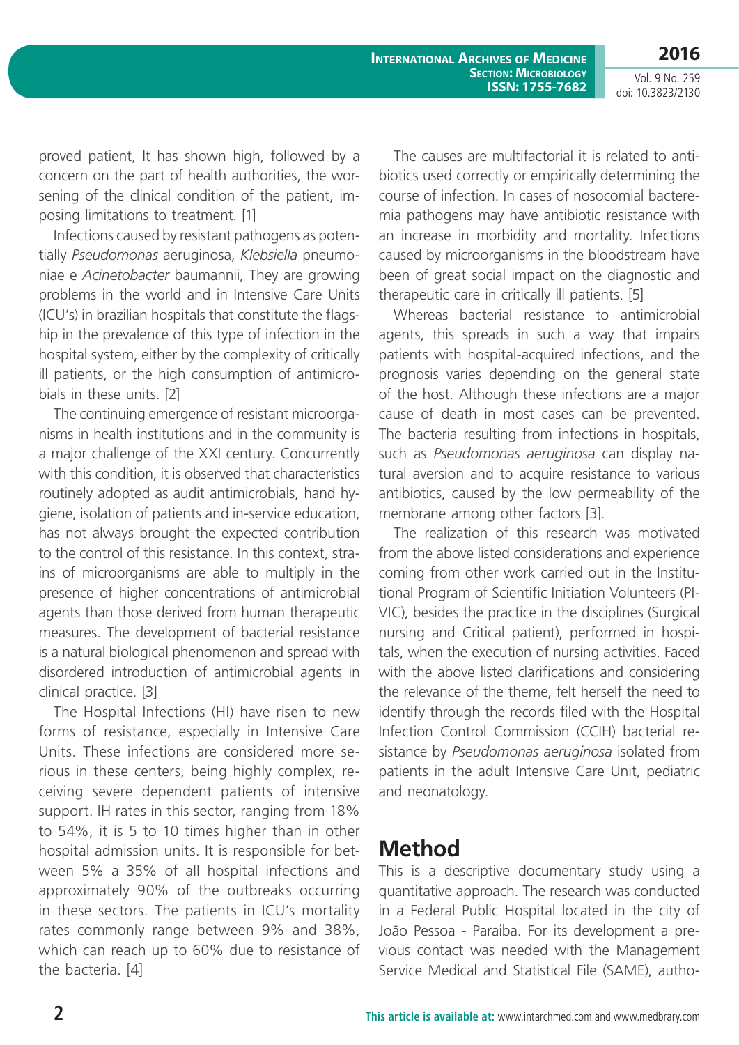proved patient, It has shown high, followed by a concern on the part of health authorities, the worsening of the clinical condition of the patient, imposing limitations to treatment. [1]

Infections caused by resistant pathogens as potentially *Pseudomonas* aeruginosa, *Klebsiella* pneumoniae e *Acinetobacter* baumannii, They are growing problems in the world and in Intensive Care Units (ICU's) in brazilian hospitals that constitute the flagship in the prevalence of this type of infection in the hospital system, either by the complexity of critically ill patients, or the high consumption of antimicrobials in these units. [2]

The continuing emergence of resistant microorganisms in health institutions and in the community is a major challenge of the XXI century. Concurrently with this condition, it is observed that characteristics routinely adopted as audit antimicrobials, hand hygiene, isolation of patients and in-service education, has not always brought the expected contribution to the control of this resistance. In this context, strains of microorganisms are able to multiply in the presence of higher concentrations of antimicrobial agents than those derived from human therapeutic measures. The development of bacterial resistance is a natural biological phenomenon and spread with disordered introduction of antimicrobial agents in clinical practice. [3]

The Hospital Infections (HI) have risen to new forms of resistance, especially in Intensive Care Units. These infections are considered more serious in these centers, being highly complex, receiving severe dependent patients of intensive support. IH rates in this sector, ranging from 18% to 54%, it is 5 to 10 times higher than in other hospital admission units. It is responsible for between 5% a 35% of all hospital infections and approximately 90% of the outbreaks occurring in these sectors. The patients in ICU's mortality rates commonly range between 9% and 38%, which can reach up to 60% due to resistance of the bacteria. [4]

The causes are multifactorial it is related to antibiotics used correctly or empirically determining the course of infection. In cases of nosocomial bacteremia pathogens may have antibiotic resistance with an increase in morbidity and mortality. Infections caused by microorganisms in the bloodstream have been of great social impact on the diagnostic and therapeutic care in critically ill patients. [5]

Whereas bacterial resistance to antimicrobial agents, this spreads in such a way that impairs patients with hospital-acquired infections, and the prognosis varies depending on the general state of the host. Although these infections are a major cause of death in most cases can be prevented. The bacteria resulting from infections in hospitals, such as *Pseudomonas aeruginosa* can display natural aversion and to acquire resistance to various antibiotics, caused by the low permeability of the membrane among other factors [3].

The realization of this research was motivated from the above listed considerations and experience coming from other work carried out in the Institutional Program of Scientific Initiation Volunteers (PIVIC), besides the practice in the disciplines (Surgical nursing and Critical patient), performed in hospitals, when the execution of nursing activities. Faced with the above listed clarifications and considering the relevance of the theme, felt herself the need to identify through the records filed with the Hospital Infection Control Commission (CCIH) bacterial resistance by *Pseudomonas aeruginosa* isolated from patients in the adult Intensive Care Unit, pediatric and neonatology.

## Method

This is a descriptive documentary study using a quantitative approach. The research was conducted in a Federal Public Hospital located in the city of João Pessoa - Paraiba. For its development a previous contact was needed with the Management Service Medical and Statistical File (SAME), autho-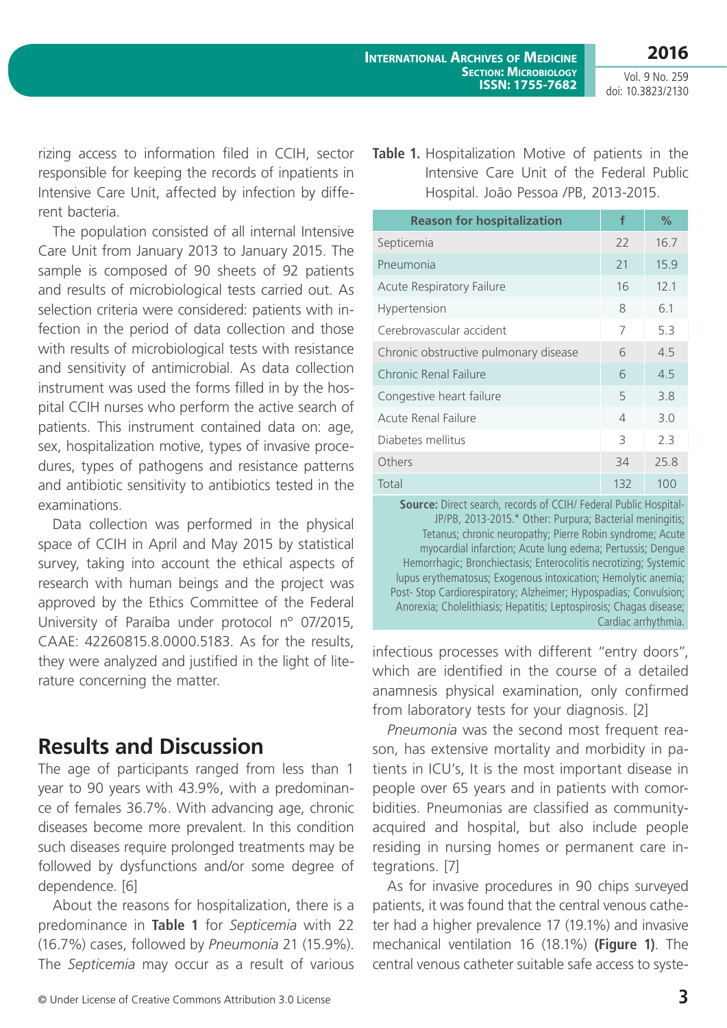rizing access to information filed in CCIH, sector responsible for keeping the records of inpatients in Intensive Care Unit, affected by infection by different bacteria.

The population consisted of all internal Intensive Care Unit from January 2013 to January 2015. The sample is composed of 90 sheets of 92 patients and results of microbiological tests carried out. As selection criteria were considered: patients with infection in the period of data collection and those with results of microbiological tests with resistance and sensitivity of antimicrobial. As data collection instrument was used the forms filled in by the hospital CCIH nurses who perform the active search of patients. This instrument contained data on: age, sex, hospitalization motive, types of invasive procedures, types of pathogens and resistance patterns and antibiotic sensitivity to antibiotics tested in the examinations.

Data collection was performed in the physical space of CCIH in April and May 2015 by statistical survey, taking into account the ethical aspects of research with human beings and the project was approved by the Ethics Committee of the Federal University of Paraíba under protocol n° 07/2015, CAAE: 42260815.8.0000.5183. As for the results, they were analyzed and justified in the light of literature concerning the matter.

## Results and Discussion

The age of participants ranged from less than 1 year to 90 years with 43.9%, with a predominance of females 36.7%. With advancing age, chronic diseases become more prevalent. In this condition such diseases require prolonged treatments may be followed by dysfunctions and/or some degree of dependence. [6]

About the reasons for hospitalization, there is a predominance in **Table 1** for *Septicemia* with 22 (16.7%) cases, followed by *Pneumonia* 21 (15.9%). The *Septicemia* may occur as a result of various infectious processes with different "entry doors", which are identified in the course of a detailed anamnesis physical examination, only confirmed from laboratory tests for your diagnosis. [2]

**Table 1.** Hospitalization Motive of patients in the Intensive Care Unit of the Federal Public Hospital. João Pessoa /PB, 2013-2015.

| Reason for hospitalization | f | % |
|---|---|---|
| Septicemia | 22 | 16.7 |
| Pneumonia | 21 | 15.9 |
| Acute Respiratory Failure | 16 | 12.1 |
| Hypertension | 8 | 6.1 |
| Cerebrovascular accident | 7 | 5.3 |
| Chronic obstructive pulmonary disease | 6 | 4.5 |
| Chronic Renal Failure | 6 | 4.5 |
| Congestive heart failure | 5 | 3.8 |
| Acute Renal Failure | 4 | 3.0 |
| Diabetes mellitus | 3 | 2.3 |
| Others | 34 | 25.8 |
| Total | 132 | 100 |

**Source:** Direct search, records of CCIH/ Federal Public Hospital-JP/PB, 2013-2015.* Other: Purpura; Bacterial meningitis; Tetanus; chronic neuropathy; Pierre Robin syndrome; Acute myocardial infarction; Acute lung edema; Pertussis; Dengue Hemorrhagic; Bronchiectasis; Enterocolitis necrotizing; Systemic lupus erythematosus; Exogenous intoxication; Hemolytic anemia; Post- Stop Cardiorespiratory; Alzheimer; Hypospadias; Convulsion; Anorexia; Cholelithiasis; Hepatitis; Leptospirosis; Chagas disease; Cardiac arrhythmia.

*Pneumonia* was the second most frequent reason, has extensive mortality and morbidity in patients in ICU's, It is the most important disease in people over 65 years and in patients with comorbidities. Pneumonias are classified as community-acquired and hospital, but also include people residing in nursing homes or permanent care integrations. [7]

As for invasive procedures in 90 chips surveyed patients, it was found that the central venous catheter had a higher prevalence 17 (19.1%) and invasive mechanical ventilation 16 (18.1%) **(Figure 1)**. The central venous catheter suitable safe access to syste-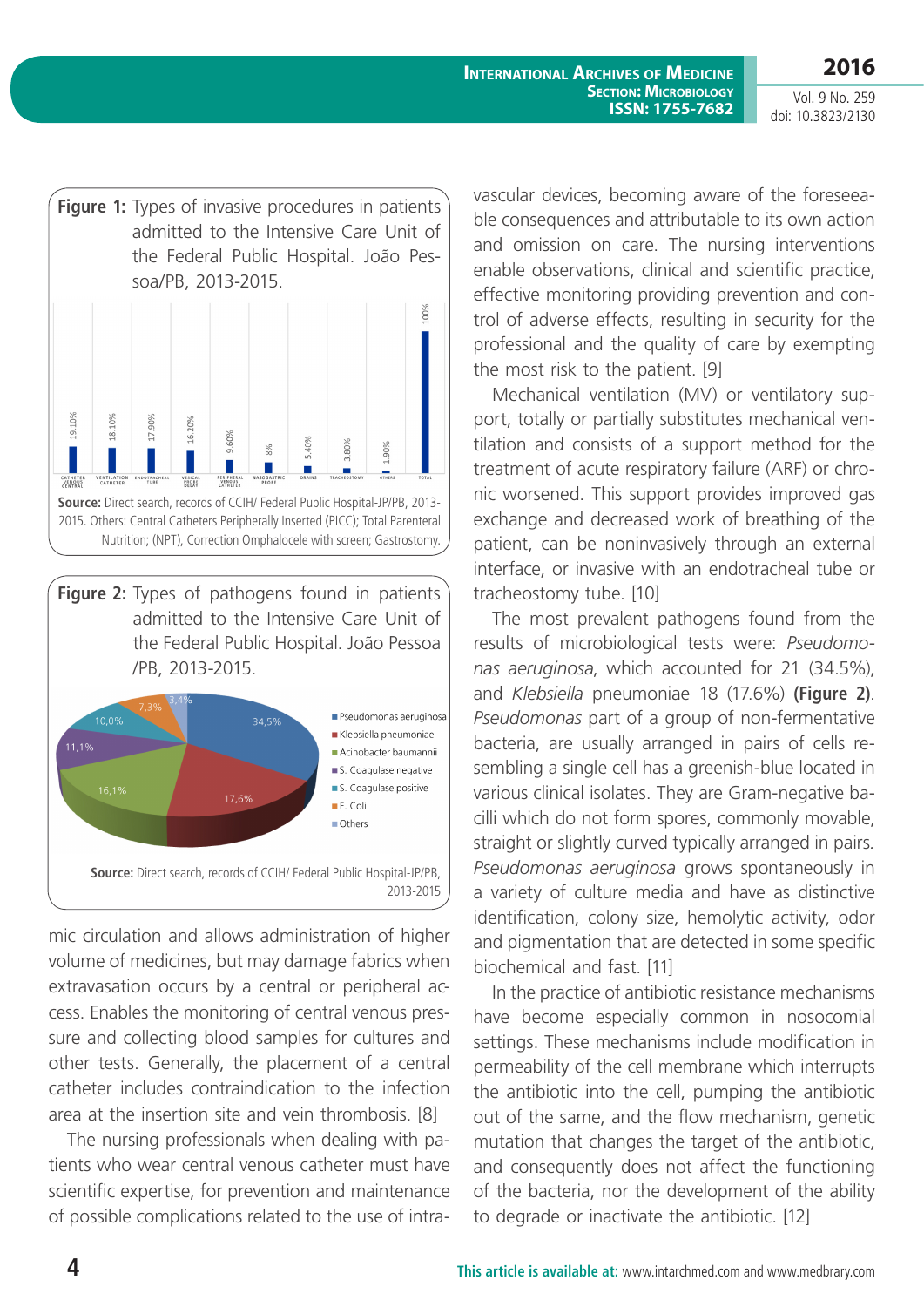**Figure 1:** Types of invasive procedures in patients admitted to the Intensive Care Unit of the Federal Public Hospital. João Pessoa/PB, 2013-2015.

**Source:** Direct search, records of CCIH/ Federal Public Hospital-JP/PB, 2013-2015. Others: Central Catheters Peripherally Inserted (PICC); Total Parenteral Nutrition; (NPT), Correction Omphalocele with screen; Gastrostomy.

**Figure 2:** Types of pathogens found in patients admitted to the Intensive Care Unit of the Federal Public Hospital. João Pessoa /PB, 2013-2015.

**Source:** Direct search, records of CCIH/ Federal Public Hospital-JP/PB, 2013-2015

mic circulation and allows administration of higher volume of medicines, but may damage fabrics when extravasation occurs by a central or peripheral access. Enables the monitoring of central venous pressure and collecting blood samples for cultures and other tests. Generally, the placement of a central catheter includes contraindication to the infection area at the insertion site and vein thrombosis. [8]

The nursing professionals when dealing with patients who wear central venous catheter must have scientific expertise, for prevention and maintenance of possible complications related to the use of intravascular devices, becoming aware of the foreseeable consequences and attributable to its own action and omission on care. The nursing interventions enable observations, clinical and scientific practice, effective monitoring providing prevention and control of adverse effects, resulting in security for the professional and the quality of care by exempting the most risk to the patient. [9]

Mechanical ventilation (MV) or ventilatory support, totally or partially substitutes mechanical ventilation and consists of a support method for the treatment of acute respiratory failure (ARF) or chronic worsened. This support provides improved gas exchange and decreased work of breathing of the patient, can be noninvasively through an external interface, or invasive with an endotracheal tube or tracheostomy tube. [10]

The most prevalent pathogens found from the results of microbiological tests were: *Pseudomonas aeruginosa*, which accounted for 21 (34.5%), and *Klebsiella* pneumoniae 18 (17.6%) **(Figure 2)**. *Pseudomonas* part of a group of non-fermentative bacteria, are usually arranged in pairs of cells resembling a single cell has a greenish-blue located in various clinical isolates. They are Gram-negative bacilli which do not form spores, commonly movable, straight or slightly curved typically arranged in pairs. *Pseudomonas aeruginosa* grows spontaneously in a variety of culture media and have as distinctive identification, colony size, hemolytic activity, odor and pigmentation that are detected in some specific biochemical and fast. [11]

In the practice of antibiotic resistance mechanisms have become especially common in nosocomial settings. These mechanisms include modification in permeability of the cell membrane which interrupts the antibiotic into the cell, pumping the antibiotic out of the same, and the flow mechanism, genetic mutation that changes the target of the antibiotic, and consequently does not affect the functioning of the bacteria, nor the development of the ability to degrade or inactivate the antibiotic. [12]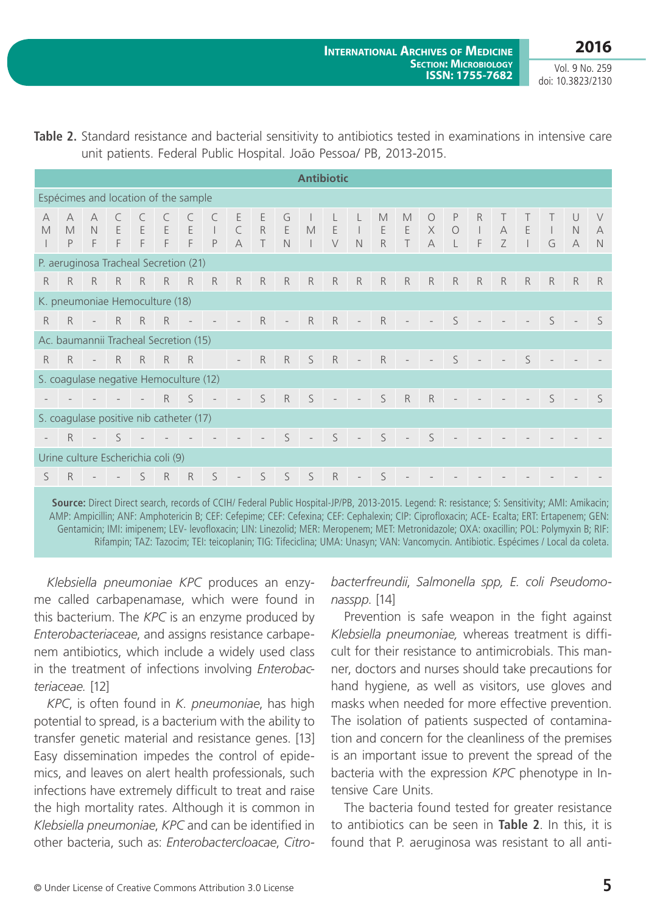**Table 2.** Standard resistance and bacterial sensitivity to antibiotics tested in examinations in intensive care unit patients. Federal Public Hospital. João Pessoa/ PB, 2013-2015.

| Antibiotic | | | | | | | | | | | | | | | | | | | | | | | |
|---|---|---|---|---|---|---|---|---|---|---|---|---|---|---|---|---|---|---|---|---|---|---|---|
| Espécimes and location of the sample | | | | | | | | | | | | | | | | | | | | | | | |
| AMI | AMP | ANF | CEF | CEF | CEF | CEF | CIP | ECA | ERT | GEN | IMI | LEV | LIN | MER | MET | OXA | POL | RIF | TAZ | TEI | TIG | UNA | VAN |
| P. aeruginosa Tracheal Secretion (21) | | | | | | | | | | | | | | | | | | | | | | | |
| R | R | R | R | R | R | R | R | R | R | R | R | R | R | R | R | R | R | R | R | R | R | R | R |
| K. pneumoniae Hemoculture (18) | | | | | | | | | | | | | | | | | | | | | | | |
| R | R | - | R | R | R | - | - | - | R | - | R | R | - | R | - | - | S | - | - | - | S | - | S |
| Ac. baumannii Tracheal Secretion (15) | | | | | | | | | | | | | | | | | | | | | | | |
| R | R | - | R | R | R | R | | - | R | R | S | R | - | R | - | - | S | - | - | S | - | - | - |
| S. coagulase negative Hemoculture (12) | | | | | | | | | | | | | | | | | | | | | | | |
| - | - | - | - | - | R | S | - | - | S | R | S | - | - | S | R | R | - | - | - | - | S | - | S |
| S. coagulase positive nib catheter (17) | | | | | | | | | | | | | | | | | | | | | | | |
| - | R | - | S | - | - | - | - | - | - | S | - | S | - | S | - | S | - | - | - | - | - | - | - |
| Urine culture Escherichia coli (9) | | | | | | | | | | | | | | | | | | | | | | | |
| S | R | - | - | S | R | R | S | - | S | S | S | R | - | S | - | - | - | - | - | - | - | - | - |

**Source:** Direct Direct search, records of CCIH/ Federal Public Hospital-JP/PB, 2013-2015. Legend: R: resistance; S: Sensitivity; AMI: Amikacin; AMP: Ampicillin; ANF: Amphotericin B; CEF: Cefepime; CEF: Cefexina; CEF: Cephalexin; CIP: Ciprofloxacin; ACE- Ecalta; ERT: Ertapenem; GEN: Gentamicin; IMI: imipenem; LEV- levofloxacin; LIN: Linezolid; MER: Meropenem; MET: Metronidazole; OXA: oxacillin; POL: Polymyxin B; RIF: Rifampin; TAZ: Tazocim; TEI: teicoplanin; TIG: Tifeciclina; UMA: Unasyn; VAN: Vancomycin. Antibiotic. Espécimes / Local da coleta.

*Klebsiella pneumoniae KPC* produces an enzyme called carbapenamase, which were found in this bacterium. The *KPC* is an enzyme produced by *Enterobacteriaceae*, and assigns resistance carbapenem antibiotics, which include a widely used class in the treatment of infections involving *Enterobacteriaceae.* [12]

*KPC*, is often found in *K. pneumoniae*, has high potential to spread, is a bacterium with the ability to transfer genetic material and resistance genes. [13] Easy dissemination impedes the control of epidemics, and leaves on alert health professionals, such infections have extremely difficult to treat and raise the high mortality rates. Although it is common in *Klebsiella pneumoniae*, *KPC* and can be identified in other bacteria, such as: *Enterobactercloacae*, *Citrobacterfreundii*, *Salmonella spp*, *E. coli Pseudomonasspp.* [14]

Prevention is safe weapon in the fight against *Klebsiella pneumoniae,* whereas treatment is difficult for their resistance to antimicrobials. This manner, doctors and nurses should take precautions for hand hygiene, as well as visitors, use gloves and masks when needed for more effective prevention. The isolation of patients suspected of contamination and concern for the cleanliness of the premises is an important issue to prevent the spread of the bacteria with the expression *KPC* phenotype in Intensive Care Units.

The bacteria found tested for greater resistance to antibiotics can be seen in **Table 2**. In this, it is found that P. aeruginosa was resistant to all anti-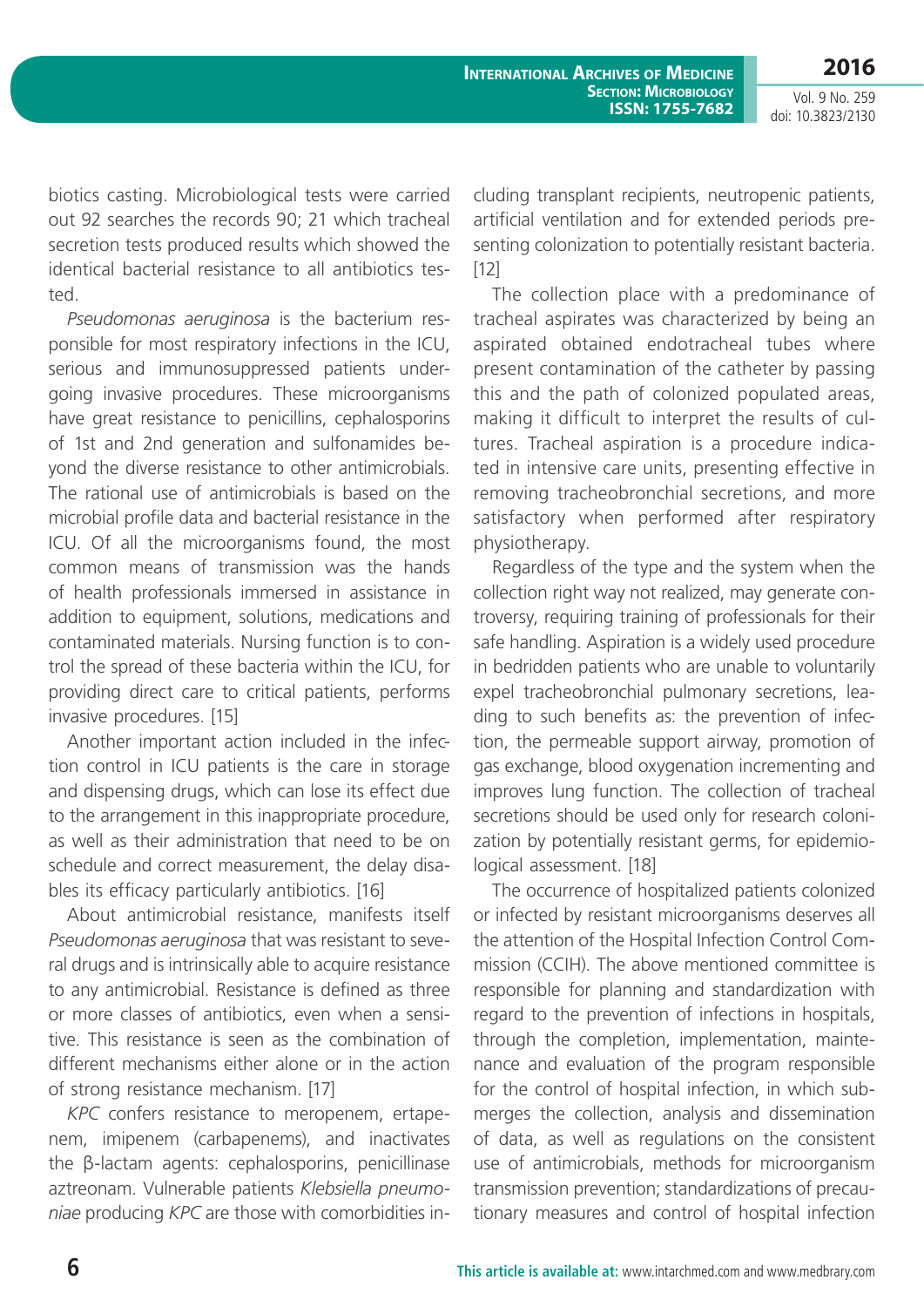biotics casting. Microbiological tests were carried out 92 searches the records 90; 21 which tracheal secretion tests produced results which showed the identical bacterial resistance to all antibiotics tested.

*Pseudomonas aeruginosa* is the bacterium responsible for most respiratory infections in the ICU, serious and immunosuppressed patients undergoing invasive procedures. These microorganisms have great resistance to penicillins, cephalosporins of 1st and 2nd generation and sulfonamides beyond the diverse resistance to other antimicrobials. The rational use of antimicrobials is based on the microbial profile data and bacterial resistance in the ICU. Of all the microorganisms found, the most common means of transmission was the hands of health professionals immersed in assistance in addition to equipment, solutions, medications and contaminated materials. Nursing function is to control the spread of these bacteria within the ICU, for providing direct care to critical patients, performs invasive procedures. [15]

Another important action included in the infection control in ICU patients is the care in storage and dispensing drugs, which can lose its effect due to the arrangement in this inappropriate procedure, as well as their administration that need to be on schedule and correct measurement, the delay disables its efficacy particularly antibiotics. [16]

About antimicrobial resistance, manifests itself *Pseudomonas aeruginosa* that was resistant to several drugs and is intrinsically able to acquire resistance to any antimicrobial. Resistance is defined as three or more classes of antibiotics, even when a sensitive. This resistance is seen as the combination of different mechanisms either alone or in the action of strong resistance mechanism. [17]

*KPC* confers resistance to meropenem, ertapenem, imipenem (carbapenems), and inactivates the β-lactam agents: cephalosporins, penicillinase aztreonam. Vulnerable patients *Klebsiella pneumoniae* producing *KPC* are those with comorbidities including transplant recipients, neutropenic patients, artificial ventilation and for extended periods presenting colonization to potentially resistant bacteria. [12]

The collection place with a predominance of tracheal aspirates was characterized by being an aspirated obtained endotracheal tubes where present contamination of the catheter by passing this and the path of colonized populated areas, making it difficult to interpret the results of cultures. Tracheal aspiration is a procedure indicated in intensive care units, presenting effective in removing tracheobronchial secretions, and more satisfactory when performed after respiratory physiotherapy.

Regardless of the type and the system when the collection right way not realized, may generate controversy, requiring training of professionals for their safe handling. Aspiration is a widely used procedure in bedridden patients who are unable to voluntarily expel tracheobronchial pulmonary secretions, leading to such benefits as: the prevention of infection, the permeable support airway, promotion of gas exchange, blood oxygenation incrementing and improves lung function. The collection of tracheal secretions should be used only for research colonization by potentially resistant germs, for epidemiological assessment. [18]

The occurrence of hospitalized patients colonized or infected by resistant microorganisms deserves all the attention of the Hospital Infection Control Commission (CCIH). The above mentioned committee is responsible for planning and standardization with regard to the prevention of infections in hospitals, through the completion, implementation, maintenance and evaluation of the program responsible for the control of hospital infection, in which submerges the collection, analysis and dissemination of data, as well as regulations on the consistent use of antimicrobials, methods for microorganism transmission prevention; standardizations of precautionary measures and control of hospital infection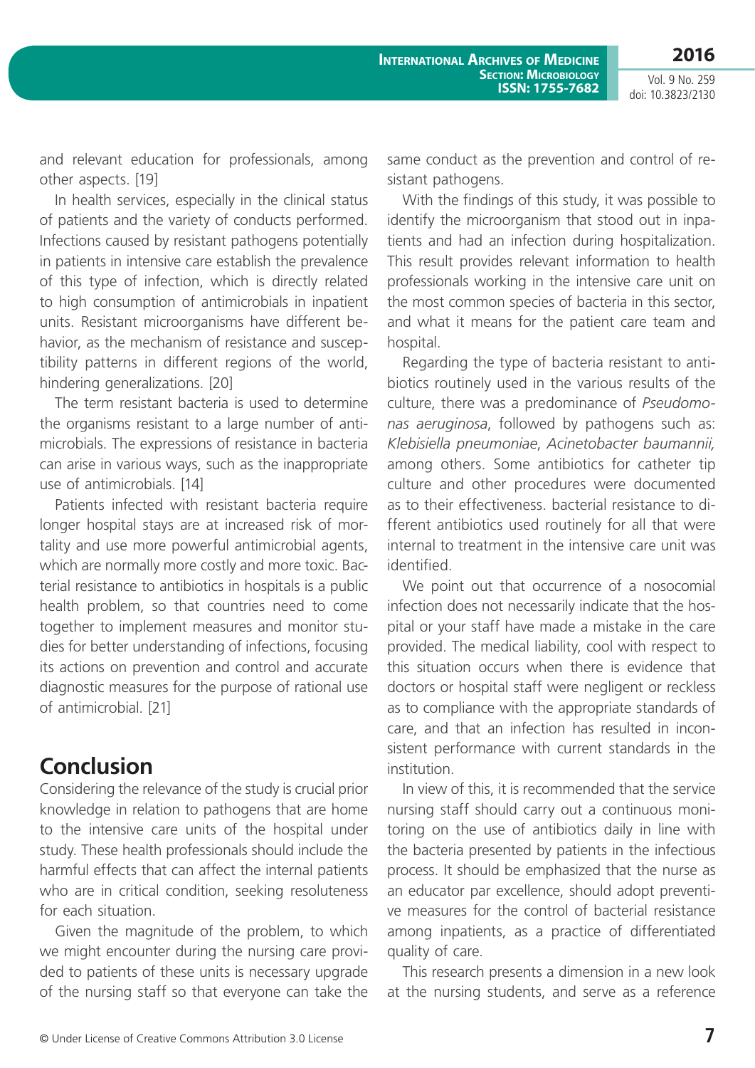and relevant education for professionals, among other aspects. [19]

In health services, especially in the clinical status of patients and the variety of conducts performed. Infections caused by resistant pathogens potentially in patients in intensive care establish the prevalence of this type of infection, which is directly related to high consumption of antimicrobials in inpatient units. Resistant microorganisms have different behavior, as the mechanism of resistance and susceptibility patterns in different regions of the world, hindering generalizations. [20]

The term resistant bacteria is used to determine the organisms resistant to a large number of antimicrobials. The expressions of resistance in bacteria can arise in various ways, such as the inappropriate use of antimicrobials. [14]

Patients infected with resistant bacteria require longer hospital stays are at increased risk of mortality and use more powerful antimicrobial agents, which are normally more costly and more toxic. Bacterial resistance to antibiotics in hospitals is a public health problem, so that countries need to come together to implement measures and monitor studies for better understanding of infections, focusing its actions on prevention and control and accurate diagnostic measures for the purpose of rational use of antimicrobial. [21]

## Conclusion

Considering the relevance of the study is crucial prior knowledge in relation to pathogens that are home to the intensive care units of the hospital under study. These health professionals should include the harmful effects that can affect the internal patients who are in critical condition, seeking resoluteness for each situation.

Given the magnitude of the problem, to which we might encounter during the nursing care provided to patients of these units is necessary upgrade of the nursing staff so that everyone can take the same conduct as the prevention and control of resistant pathogens.

With the findings of this study, it was possible to identify the microorganism that stood out in inpatients and had an infection during hospitalization. This result provides relevant information to health professionals working in the intensive care unit on the most common species of bacteria in this sector, and what it means for the patient care team and hospital.

Regarding the type of bacteria resistant to antibiotics routinely used in the various results of the culture, there was a predominance of *Pseudomonas aeruginosa*, followed by pathogens such as: *Klebisiella pneumoniae*, *Acinetobacter baumannii,* among others. Some antibiotics for catheter tip culture and other procedures were documented as to their effectiveness. bacterial resistance to different antibiotics used routinely for all that were internal to treatment in the intensive care unit was identified.

We point out that occurrence of a nosocomial infection does not necessarily indicate that the hospital or your staff have made a mistake in the care provided. The medical liability, cool with respect to this situation occurs when there is evidence that doctors or hospital staff were negligent or reckless as to compliance with the appropriate standards of care, and that an infection has resulted in inconsistent performance with current standards in the institution.

In view of this, it is recommended that the service nursing staff should carry out a continuous monitoring on the use of antibiotics daily in line with the bacteria presented by patients in the infectious process. It should be emphasized that the nurse as an educator par excellence, should adopt preventive measures for the control of bacterial resistance among inpatients, as a practice of differentiated quality of care.

This research presents a dimension in a new look at the nursing students, and serve as a reference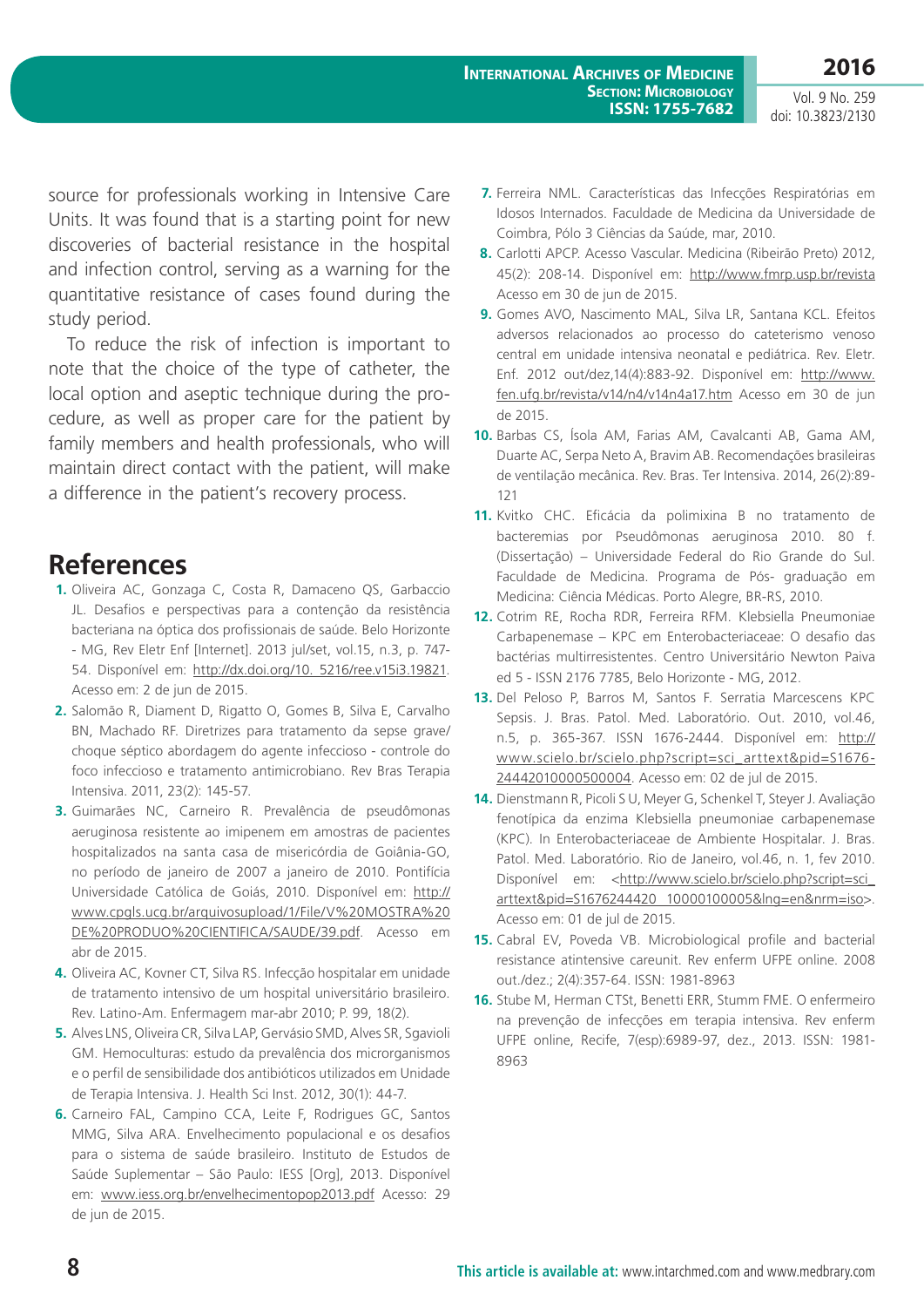source for professionals working in Intensive Care Units. It was found that is a starting point for new discoveries of bacterial resistance in the hospital and infection control, serving as a warning for the quantitative resistance of cases found during the study period.

To reduce the risk of infection is important to note that the choice of the type of catheter, the local option and aseptic technique during the procedure, as well as proper care for the patient by family members and health professionals, who will maintain direct contact with the patient, will make a difference in the patient's recovery process.

## References

1. Oliveira AC, Gonzaga C, Costa R, Damaceno QS, Garbaccio JL. Desafios e perspectivas para a contenção da resistência bacteriana na óptica dos profissionais de saúde. Belo Horizonte - MG, Rev Eletr Enf [Internet]. 2013 jul/set, vol.15, n.3, p. 747-54. Disponível em: http://dx.doi.org/10. 5216/ree.v15i3.19821. Acesso em: 2 de jun de 2015.
2. Salomão R, Diament D, Rigatto O, Gomes B, Silva E, Carvalho BN, Machado RF. Diretrizes para tratamento da sepse grave/choque séptico abordagem do agente infeccioso - controle do foco infeccioso e tratamento antimicrobiano. Rev Bras Terapia Intensiva. 2011, 23(2): 145-57.
3. Guimarães NC, Carneiro R. Prevalência de pseudômonas aeruginosa resistente ao imipenem em amostras de pacientes hospitalizados na santa casa de misericórdia de Goiânia-GO, no período de janeiro de 2007 a janeiro de 2010. Pontifícia Universidade Católica de Goiás, 2010. Disponível em: http://www.cpgls.ucg.br/arquivosupload/1/File/V%20MOSTRA%20DE%20PRODUO%20CIENTIFICA/SAUDE/39.pdf. Acesso em abr de 2015.
4. Oliveira AC, Kovner CT, Silva RS. Infecção hospitalar em unidade de tratamento intensivo de um hospital universitário brasileiro. Rev. Latino-Am. Enfermagem mar-abr 2010; P. 99, 18(2).
5. Alves LNS, Oliveira CR, Silva LAP, Gervásio SMD, Alves SR, Sgavioli GM. Hemoculturas: estudo da prevalência dos microrganismos e o perfil de sensibilidade dos antibióticos utilizados em Unidade de Terapia Intensiva. J. Health Sci Inst. 2012, 30(1): 44-7.
6. Carneiro FAL, Campino CCA, Leite F, Rodrigues GC, Santos MMG, Silva ARA. Envelhecimento populacional e os desafios para o sistema de saúde brasileiro. Instituto de Estudos de Saúde Suplementar – São Paulo: IESS [Org], 2013. Disponível em: www.iess.org.br/envelhecimentopop2013.pdf Acesso: 29 de jun de 2015.
7. Ferreira NML. Características das Infecções Respiratórias em Idosos Internados. Faculdade de Medicina da Universidade de Coimbra, Pólo 3 Ciências da Saúde, mar, 2010.
8. Carlotti APCP. Acesso Vascular. Medicina (Ribeirão Preto) 2012, 45(2): 208-14. Disponível em: http://www.fmrp.usp.br/revista Acesso em 30 de jun de 2015.
9. Gomes AVO, Nascimento MAL, Silva LR, Santana KCL. Efeitos adversos relacionados ao processo do cateterismo venoso central em unidade intensiva neonatal e pediátrica. Rev. Eletr. Enf. 2012 out/dez,14(4):883-92. Disponível em: http://www.fen.ufg.br/revista/v14/n4/v14n4a17.htm Acesso em 30 de jun de 2015.
10. Barbas CS, Ísola AM, Farias AM, Cavalcanti AB, Gama AM, Duarte AC, Serpa Neto A, Bravim AB. Recomendações brasileiras de ventilação mecânica. Rev. Bras. Ter Intensiva. 2014, 26(2):89-121
11. Kvitko CHC. Eficácia da polimixina B no tratamento de bacteremias por Pseudômonas aeruginosa 2010. 80 f. (Dissertação) – Universidade Federal do Rio Grande do Sul. Faculdade de Medicina. Programa de Pós- graduação em Medicina: Ciência Médicas. Porto Alegre, BR-RS, 2010.
12. Cotrim RE, Rocha RDR, Ferreira RFM. Klebsiella Pneumoniae Carbapenemase – KPC em Enterobacteriaceae: O desafio das bactérias multirresistentes. Centro Universitário Newton Paiva ed 5 - ISSN 2176 7785, Belo Horizonte - MG, 2012.
13. Del Peloso P, Barros M, Santos F. Serratia Marcescens KPC Sepsis. J. Bras. Patol. Med. Laboratório. Out. 2010, vol.46, n.5, p. 365-367. ISSN 1676-2444. Disponível em: http://www.scielo.br/scielo.php?script=sci_arttext&pid=S1676-24442010000500004. Acesso em: 02 de jul de 2015.
14. Dienstmann R, Picoli S U, Meyer G, Schenkel T, Steyer J. Avaliação fenotípica da enzima Klebsiella pneumoniae carbapenemase (KPC). In Enterobacteriaceae de Ambiente Hospitalar. J. Bras. Patol. Med. Laboratório. Rio de Janeiro, vol.46, n. 1, fev 2010. Disponível em: <http://www.scielo.br/scielo.php?script=sci_arttext&pid=S1676244420 10000100005&lng=en&nrm=iso>. Acesso em: 01 de jul de 2015.
15. Cabral EV, Poveda VB. Microbiological profile and bacterial resistance atintensive careunit. Rev enferm UFPE online. 2008 out./dez.; 2(4):357-64. ISSN: 1981-8963
16. Stube M, Herman CTSt, Benetti ERR, Stumm FME. O enfermeiro na prevenção de infecções em terapia intensiva. Rev enferm UFPE online, Recife, 7(esp):6989-97, dez., 2013. ISSN: 1981-8963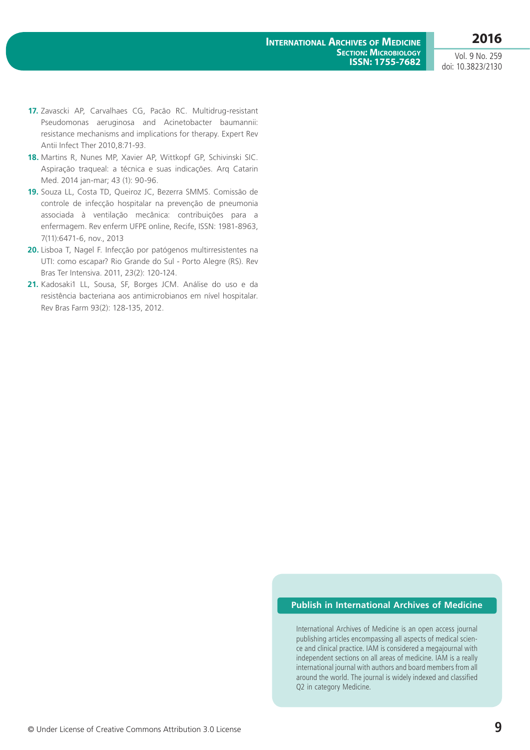17. Zavascki AP, Carvalhaes CG, Pacão RC. Multidrug-resistant Pseudomonas aeruginosa and Acinetobacter baumannii: resistance mechanisms and implications for therapy. Expert Rev Antii Infect Ther 2010,8:71-93.
18. Martins R, Nunes MP, Xavier AP, Wittkopf GP, Schivinski SIC. Aspiração traqueal: a técnica e suas indicações. Arq Catarin Med. 2014 jan-mar; 43 (1): 90-96.
19. Souza LL, Costa TD, Queiroz JC, Bezerra SMMS. Comissão de controle de infecção hospitalar na prevenção de pneumonia associada à ventilação mecânica: contribuições para a enfermagem. Rev enferm UFPE online, Recife, ISSN: 1981-8963, 7(11):6471-6, nov., 2013
20. Lisboa T, Nagel F. Infecção por patógenos multirresistentes na UTI: como escapar? Rio Grande do Sul - Porto Alegre (RS). Rev Bras Ter Intensiva. 2011, 23(2): 120-124.
21. Kadosaki1 LL, Sousa, SF, Borges JCM. Análise do uso e da resistência bacteriana aos antimicrobianos em nível hospitalar. Rev Bras Farm 93(2): 128-135, 2012.

**Publish in International Archives of Medicine**

International Archives of Medicine is an open access journal publishing articles encompassing all aspects of medical science and clinical practice. IAM is considered a megajournal with independent sections on all areas of medicine. IAM is a really international journal with authors and board members from all around the world. The journal is widely indexed and classified Q2 in category Medicine.

© Under License of Creative Commons Attribution 3.0 License